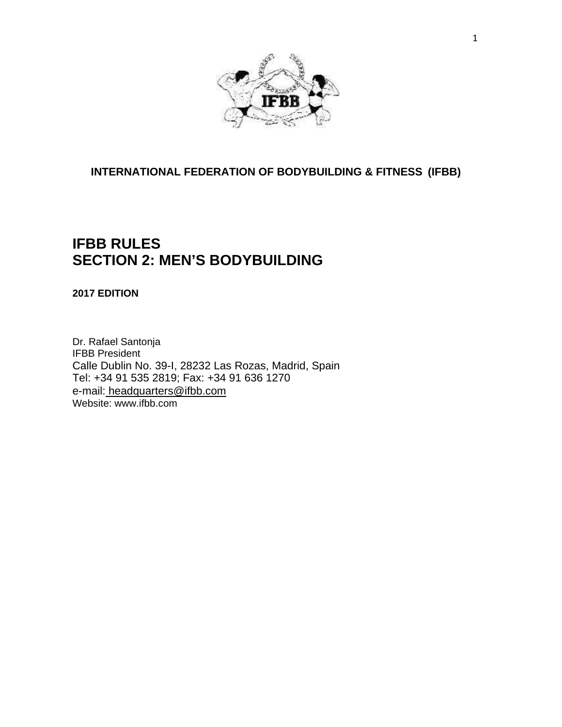**INTERNATIONAL FEDERATION OF BODYBUILDING & FITNESS (IFBB)**

# IFBB RULES
# SECTION 2: MEN'S BODYBUILDING

**2017 EDITION**

Dr. Rafael Santonja
IFBB President
Calle Dublin No. 39-I, 28232 Las Rozas, Madrid, Spain
Tel: +34 91 535 2819; Fax: +34 91 636 1270
e-mail: headquarters@ifbb.com
Website: www.ifbb.com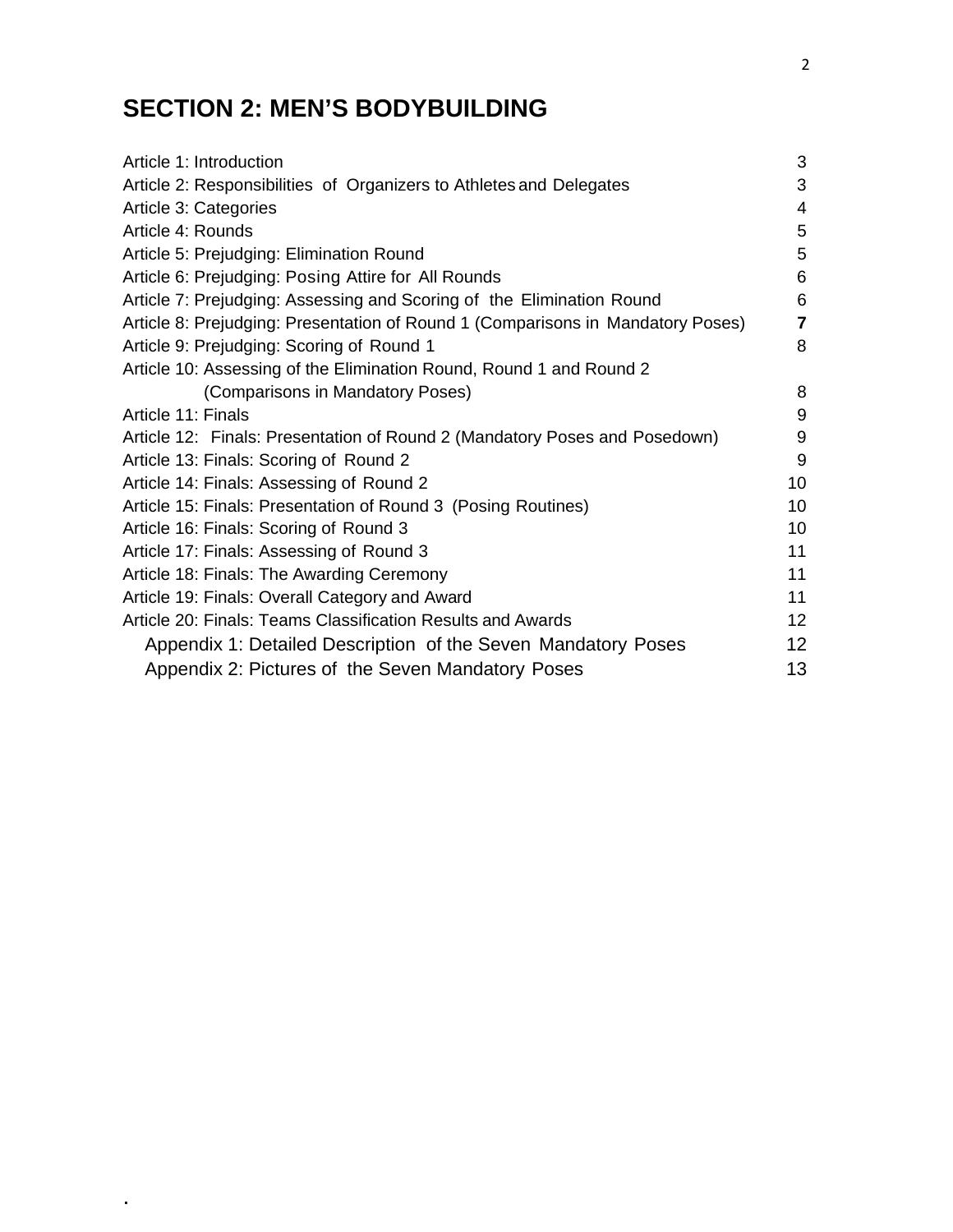# SECTION 2: MEN'S BODYBUILDING

| | |
|---|---|
| Article 1: Introduction | 3 |
| Article 2: Responsibilities of Organizers to Athletes and Delegates | 3 |
| Article 3: Categories | 4 |
| Article 4: Rounds | 5 |
| Article 5: Prejudging: Elimination Round | 5 |
| Article 6: Prejudging: Posing Attire for All Rounds | 6 |
| Article 7: Prejudging: Assessing and Scoring of the Elimination Round | 6 |
| Article 8: Prejudging: Presentation of Round 1 (Comparisons in Mandatory Poses) | **7** |
| Article 9: Prejudging: Scoring of Round 1 | 8 |
| Article 10: Assessing of the Elimination Round, Round 1 and Round 2 (Comparisons in Mandatory Poses) | 8 |
| Article 11: Finals | 9 |
| Article 12: Finals: Presentation of Round 2 (Mandatory Poses and Posedown) | 9 |
| Article 13: Finals: Scoring of Round 2 | 9 |
| Article 14: Finals: Assessing of Round 2 | 10 |
| Article 15: Finals: Presentation of Round 3 (Posing Routines) | 10 |
| Article 16: Finals: Scoring of Round 3 | 10 |
| Article 17: Finals: Assessing of Round 3 | 11 |
| Article 18: Finals: The Awarding Ceremony | 11 |
| Article 19: Finals: Overall Category and Award | 11 |
| Article 20: Finals: Teams Classification Results and Awards | 12 |
| Appendix 1: Detailed Description of the Seven Mandatory Poses | 12 |
| Appendix 2: Pictures of the Seven Mandatory Poses | 13 |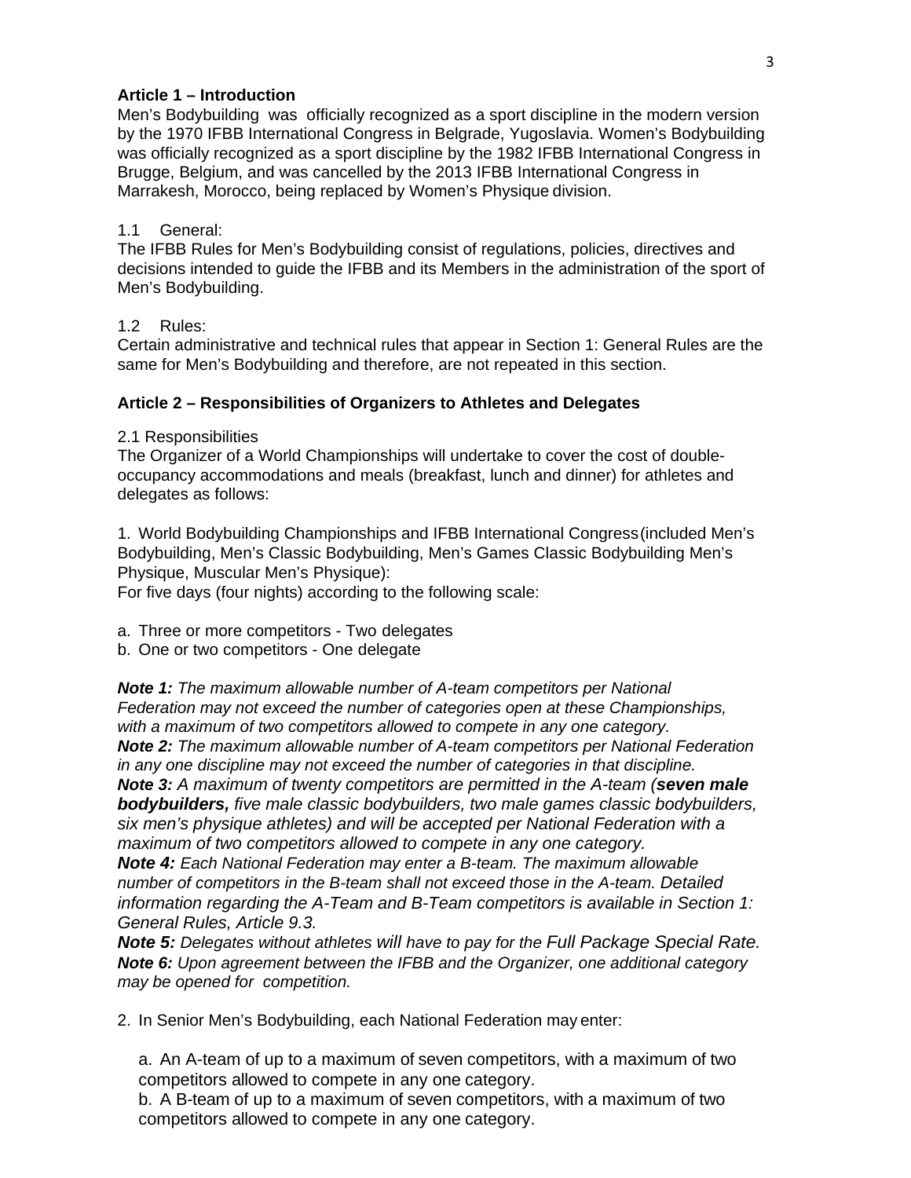**Article 1 – Introduction**

Men's Bodybuilding was officially recognized as a sport discipline in the modern version by the 1970 IFBB International Congress in Belgrade, Yugoslavia. Women's Bodybuilding was officially recognized as a sport discipline by the 1982 IFBB International Congress in Brugge, Belgium, and was cancelled by the 2013 IFBB International Congress in Marrakesh, Morocco, being replaced by Women's Physique division.

1.1 General:
The IFBB Rules for Men's Bodybuilding consist of regulations, policies, directives and decisions intended to guide the IFBB and its Members in the administration of the sport of Men's Bodybuilding.

1.2 Rules:
Certain administrative and technical rules that appear in Section 1: General Rules are the same for Men's Bodybuilding and therefore, are not repeated in this section.

**Article 2 – Responsibilities of Organizers to Athletes and Delegates**

2.1 Responsibilities
The Organizer of a World Championships will undertake to cover the cost of double-occupancy accommodations and meals (breakfast, lunch and dinner) for athletes and delegates as follows:

1. World Bodybuilding Championships and IFBB International Congress (included Men's Bodybuilding, Men's Classic Bodybuilding, Men's Games Classic Bodybuilding Men's Physique, Muscular Men's Physique):
For five days (four nights) according to the following scale:

a. Three or more competitors - Two delegates
b. One or two competitors - One delegate

***Note 1:*** *The maximum allowable number of A-team competitors per National Federation may not exceed the number of categories open at these Championships, with a maximum of two competitors allowed to compete in any one category.*
***Note 2:*** *The maximum allowable number of A-team competitors per National Federation in any one discipline may not exceed the number of categories in that discipline.*
***Note 3:*** *A maximum of twenty competitors are permitted in the A-team (**seven male bodybuilders,** five male classic bodybuilders, two male games classic bodybuilders, six men's physique athletes) and will be accepted per National Federation with a maximum of two competitors allowed to compete in any one category.*
***Note 4:*** *Each National Federation may enter a B-team. The maximum allowable number of competitors in the B-team shall not exceed those in the A-team. Detailed information regarding the A-Team and B-Team competitors is available in Section 1: General Rules, Article 9.3.*
***Note 5:*** *Delegates without athletes will have to pay for the Full Package Special Rate.*
***Note 6:*** *Upon agreement between the IFBB and the Organizer, one additional category may be opened for competition.*

2. In Senior Men's Bodybuilding, each National Federation may enter:

   a. An A-team of up to a maximum of seven competitors, with a maximum of two competitors allowed to compete in any one category.
   b. A B-team of up to a maximum of seven competitors, with a maximum of two competitors allowed to compete in any one category.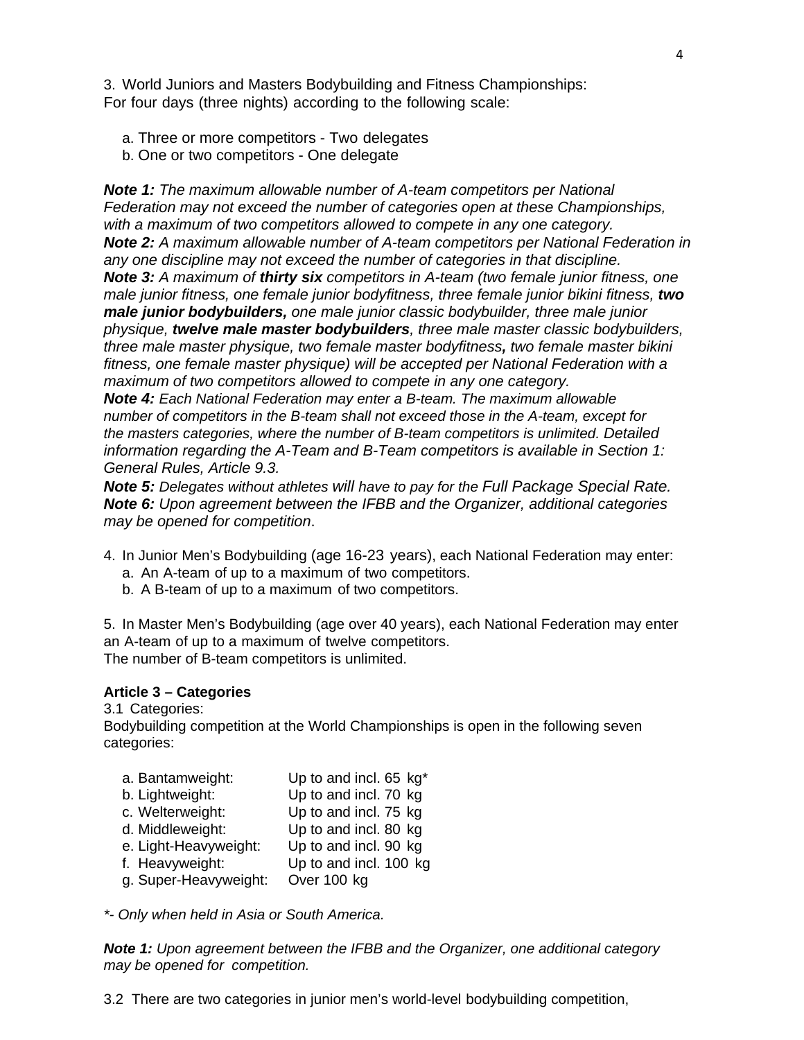3. World Juniors and Masters Bodybuilding and Fitness Championships:
For four days (three nights) according to the following scale:

a. Three or more competitors - Two delegates
b. One or two competitors - One delegate

***Note 1:*** *The maximum allowable number of A-team competitors per National Federation may not exceed the number of categories open at these Championships, with a maximum of two competitors allowed to compete in any one category.*
***Note 2:*** *A maximum allowable number of A-team competitors per National Federation in any one discipline may not exceed the number of categories in that discipline.*
***Note 3:*** *A maximum of* ***thirty six*** *competitors in A-team (two female junior fitness, one male junior fitness, one female junior bodyfitness, three female junior bikini fitness,* ***two male junior bodybuilders,*** *one male junior classic bodybuilder, three male junior physique,* ***twelve male master bodybuilders****, three male master classic bodybuilders, three male master physique, two female master bodyfitness****,*** *two female master bikini fitness, one female master physique) will be accepted per National Federation with a maximum of two competitors allowed to compete in any one category.*
***Note 4:*** *Each National Federation may enter a B-team. The maximum allowable number of competitors in the B-team shall not exceed those in the A-team, except for the masters categories, where the number of B-team competitors is unlimited. Detailed information regarding the A-Team and B-Team competitors is available in Section 1: General Rules, Article 9.3.*
***Note 5:*** *Delegates without athletes will have to pay for the Full Package Special Rate.*
***Note 6:*** *Upon agreement between the IFBB and the Organizer, additional categories may be opened for competition*.

4. In Junior Men's Bodybuilding (age 16-23 years), each National Federation may enter:
   a. An A-team of up to a maximum of two competitors.
   b. A B-team of up to a maximum of two competitors.

5. In Master Men's Bodybuilding (age over 40 years), each National Federation may enter an A-team of up to a maximum of twelve competitors.
The number of B-team competitors is unlimited.

**Article 3 – Categories**

3.1 Categories:
Bodybuilding competition at the World Championships is open in the following seven categories:

| | |
|---|---|
| a. Bantamweight: | Up to and incl. 65 kg* |
| b. Lightweight: | Up to and incl. 70 kg |
| c. Welterweight: | Up to and incl. 75 kg |
| d. Middleweight: | Up to and incl. 80 kg |
| e. Light-Heavyweight: | Up to and incl. 90 kg |
| f. Heavyweight: | Up to and incl. 100 kg |
| g. Super-Heavyweight: | Over 100 kg |

*\*- Only when held in Asia or South America.*

***Note 1:*** *Upon agreement between the IFBB and the Organizer, one additional category may be opened for competition.*

3.2 There are two categories in junior men's world-level bodybuilding competition,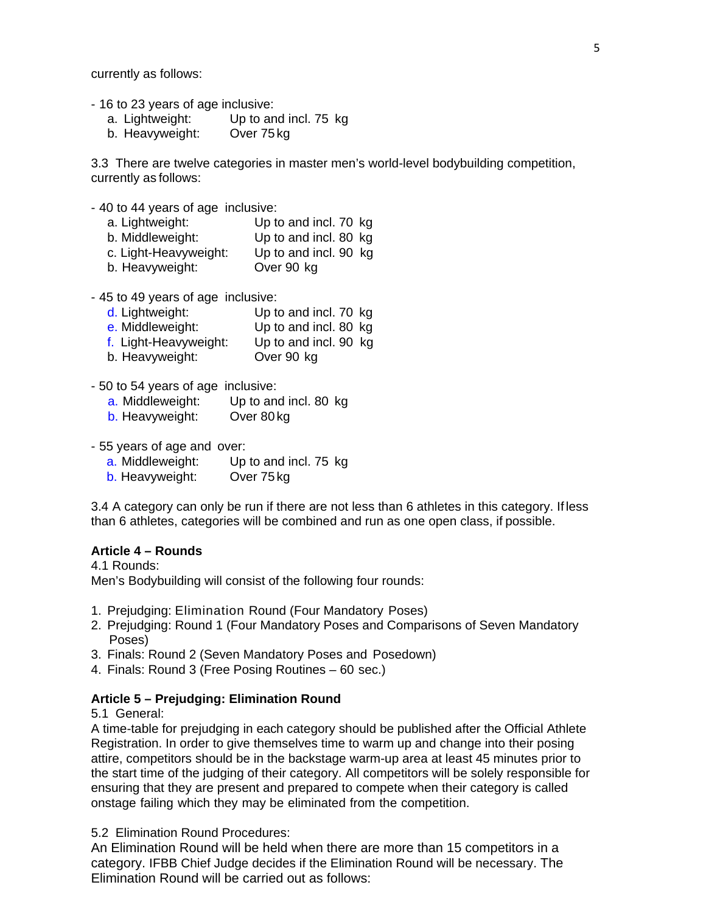currently as follows:

- 16 to 23 years of age inclusive:
  - a. Lightweight: Up to and incl. 75 kg
  - b. Heavyweight: Over 75 kg

3.3 There are twelve categories in master men's world-level bodybuilding competition, currently as follows:

- 40 to 44 years of age inclusive:
  - a. Lightweight: Up to and incl. 70 kg
  - b. Middleweight: Up to and incl. 80 kg
  - c. Light-Heavyweight: Up to and incl. 90 kg
  - b. Heavyweight: Over 90 kg

- 45 to 49 years of age inclusive:
  - d. Lightweight: Up to and incl. 70 kg
  - e. Middleweight: Up to and incl. 80 kg
  - f. Light-Heavyweight: Up to and incl. 90 kg
  - b. Heavyweight: Over 90 kg

- 50 to 54 years of age inclusive:
  - a. Middleweight: Up to and incl. 80 kg
  - b. Heavyweight: Over 80 kg

- 55 years of age and over:
  - a. Middleweight: Up to and incl. 75 kg
  - b. Heavyweight: Over 75 kg

3.4 A category can only be run if there are not less than 6 athletes in this category. If less than 6 athletes, categories will be combined and run as one open class, if possible.

**Article 4 – Rounds**

4.1 Rounds:

Men's Bodybuilding will consist of the following four rounds:

1. Prejudging: Elimination Round (Four Mandatory Poses)
2. Prejudging: Round 1 (Four Mandatory Poses and Comparisons of Seven Mandatory Poses)
3. Finals: Round 2 (Seven Mandatory Poses and Posedown)
4. Finals: Round 3 (Free Posing Routines – 60 sec.)

**Article 5 – Prejudging: Elimination Round**

5.1 General:

A time-table for prejudging in each category should be published after the Official Athlete Registration. In order to give themselves time to warm up and change into their posing attire, competitors should be in the backstage warm-up area at least 45 minutes prior to the start time of the judging of their category. All competitors will be solely responsible for ensuring that they are present and prepared to compete when their category is called onstage failing which they may be eliminated from the competition.

5.2 Elimination Round Procedures:

An Elimination Round will be held when there are more than 15 competitors in a category. IFBB Chief Judge decides if the Elimination Round will be necessary. The Elimination Round will be carried out as follows: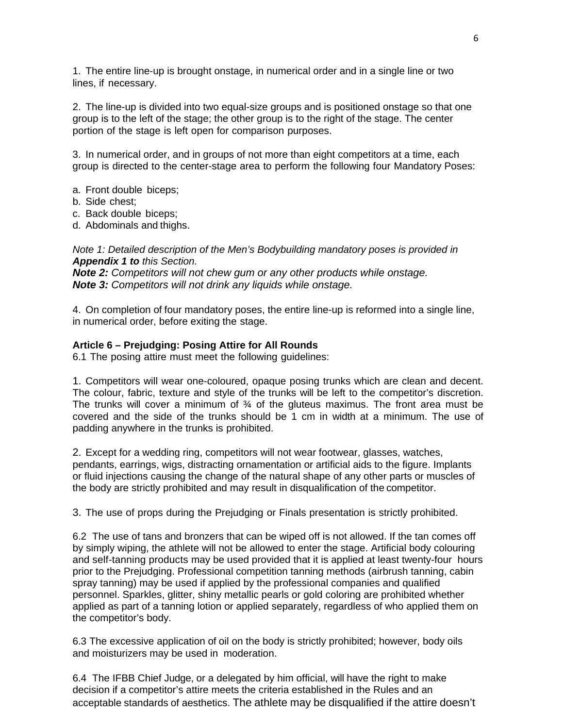1. The entire line-up is brought onstage, in numerical order and in a single line or two lines, if necessary.

2. The line-up is divided into two equal-size groups and is positioned onstage so that one group is to the left of the stage; the other group is to the right of the stage. The center portion of the stage is left open for comparison purposes.

3. In numerical order, and in groups of not more than eight competitors at a time, each group is directed to the center-stage area to perform the following four Mandatory Poses:

a. Front double biceps;
b. Side chest;
c. Back double biceps;
d. Abdominals and thighs.

*Note 1: Detailed description of the Men's Bodybuilding mandatory poses is provided in* ***Appendix 1 to*** *this Section.*
***Note 2:*** *Competitors will not chew gum or any other products while onstage.*
***Note 3:*** *Competitors will not drink any liquids while onstage.*

4. On completion of four mandatory poses, the entire line-up is reformed into a single line, in numerical order, before exiting the stage.

**Article 6 – Prejudging: Posing Attire for All Rounds**
6.1 The posing attire must meet the following guidelines:

1. Competitors will wear one-coloured, opaque posing trunks which are clean and decent. The colour, fabric, texture and style of the trunks will be left to the competitor's discretion. The trunks will cover a minimum of ¾ of the gluteus maximus. The front area must be covered and the side of the trunks should be 1 cm in width at a minimum. The use of padding anywhere in the trunks is prohibited.

2. Except for a wedding ring, competitors will not wear footwear, glasses, watches, pendants, earrings, wigs, distracting ornamentation or artificial aids to the figure. Implants or fluid injections causing the change of the natural shape of any other parts or muscles of the body are strictly prohibited and may result in disqualification of the competitor.

3. The use of props during the Prejudging or Finals presentation is strictly prohibited.

6.2 The use of tans and bronzers that can be wiped off is not allowed. If the tan comes off by simply wiping, the athlete will not be allowed to enter the stage. Artificial body colouring and self-tanning products may be used provided that it is applied at least twenty-four hours prior to the Prejudging. Professional competition tanning methods (airbrush tanning, cabin spray tanning) may be used if applied by the professional companies and qualified personnel. Sparkles, glitter, shiny metallic pearls or gold coloring are prohibited whether applied as part of a tanning lotion or applied separately, regardless of who applied them on the competitor's body.

6.3 The excessive application of oil on the body is strictly prohibited; however, body oils and moisturizers may be used in moderation.

6.4 The IFBB Chief Judge, or a delegated by him official, will have the right to make decision if a competitor's attire meets the criteria established in the Rules and an acceptable standards of aesthetics. The athlete may be disqualified if the attire doesn't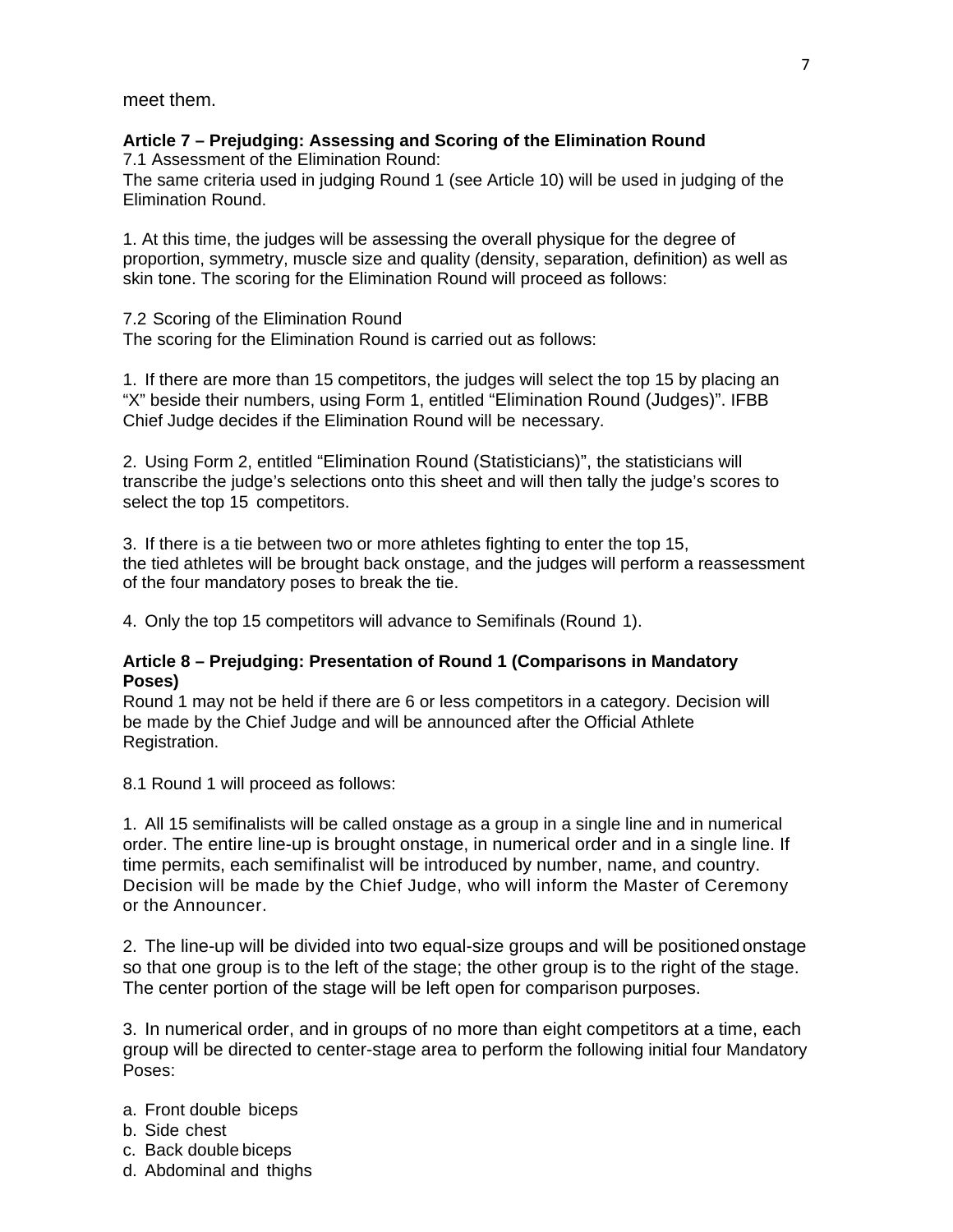meet them.

**Article 7 – Prejudging: Assessing and Scoring of the Elimination Round**

7.1 Assessment of the Elimination Round:
The same criteria used in judging Round 1 (see Article 10) will be used in judging of the Elimination Round.

1. At this time, the judges will be assessing the overall physique for the degree of proportion, symmetry, muscle size and quality (density, separation, definition) as well as skin tone. The scoring for the Elimination Round will proceed as follows:

7.2 Scoring of the Elimination Round
The scoring for the Elimination Round is carried out as follows:

1. If there are more than 15 competitors, the judges will select the top 15 by placing an "X" beside their numbers, using Form 1, entitled "Elimination Round (Judges)". IFBB Chief Judge decides if the Elimination Round will be necessary.

2. Using Form 2, entitled "Elimination Round (Statisticians)", the statisticians will transcribe the judge's selections onto this sheet and will then tally the judge's scores to select the top 15 competitors.

3. If there is a tie between two or more athletes fighting to enter the top 15, the tied athletes will be brought back onstage, and the judges will perform a reassessment of the four mandatory poses to break the tie.

4. Only the top 15 competitors will advance to Semifinals (Round 1).

**Article 8 – Prejudging: Presentation of Round 1 (Comparisons in Mandatory Poses)**

Round 1 may not be held if there are 6 or less competitors in a category. Decision will be made by the Chief Judge and will be announced after the Official Athlete Registration.

8.1 Round 1 will proceed as follows:

1. All 15 semifinalists will be called onstage as a group in a single line and in numerical order. The entire line-up is brought onstage, in numerical order and in a single line. If time permits, each semifinalist will be introduced by number, name, and country. Decision will be made by the Chief Judge, who will inform the Master of Ceremony or the Announcer.

2. The line-up will be divided into two equal-size groups and will be positioned onstage so that one group is to the left of the stage; the other group is to the right of the stage. The center portion of the stage will be left open for comparison purposes.

3. In numerical order, and in groups of no more than eight competitors at a time, each group will be directed to center-stage area to perform the following initial four Mandatory Poses:

a. Front double biceps
b. Side chest
c. Back double biceps
d. Abdominal and thighs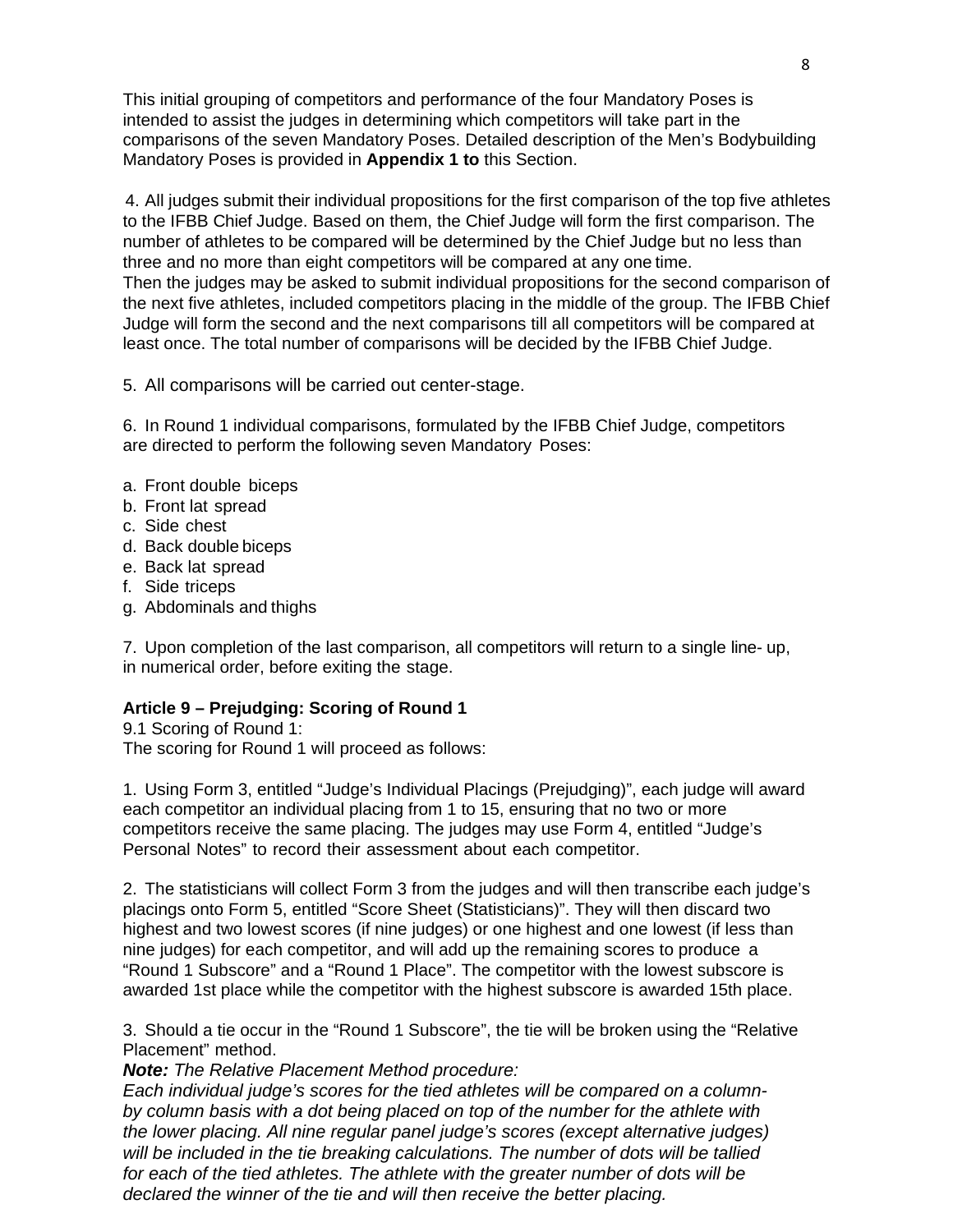This initial grouping of competitors and performance of the four Mandatory Poses is intended to assist the judges in determining which competitors will take part in the comparisons of the seven Mandatory Poses. Detailed description of the Men's Bodybuilding Mandatory Poses is provided in **Appendix 1 to** this Section.

4. All judges submit their individual propositions for the first comparison of the top five athletes to the IFBB Chief Judge. Based on them, the Chief Judge will form the first comparison. The number of athletes to be compared will be determined by the Chief Judge but no less than three and no more than eight competitors will be compared at any one time.
Then the judges may be asked to submit individual propositions for the second comparison of the next five athletes, included competitors placing in the middle of the group. The IFBB Chief Judge will form the second and the next comparisons till all competitors will be compared at least once. The total number of comparisons will be decided by the IFBB Chief Judge.

5. All comparisons will be carried out center-stage.

6. In Round 1 individual comparisons, formulated by the IFBB Chief Judge, competitors are directed to perform the following seven Mandatory Poses:

a. Front double biceps
b. Front lat spread
c. Side chest
d. Back double biceps
e. Back lat spread
f. Side triceps
g. Abdominals and thighs

7. Upon completion of the last comparison, all competitors will return to a single line- up, in numerical order, before exiting the stage.

**Article 9 – Prejudging: Scoring of Round 1**

9.1 Scoring of Round 1:
The scoring for Round 1 will proceed as follows:

1. Using Form 3, entitled "Judge's Individual Placings (Prejudging)", each judge will award each competitor an individual placing from 1 to 15, ensuring that no two or more competitors receive the same placing. The judges may use Form 4, entitled "Judge's Personal Notes" to record their assessment about each competitor.

2. The statisticians will collect Form 3 from the judges and will then transcribe each judge's placings onto Form 5, entitled "Score Sheet (Statisticians)". They will then discard two highest and two lowest scores (if nine judges) or one highest and one lowest (if less than nine judges) for each competitor, and will add up the remaining scores to produce a "Round 1 Subscore" and a "Round 1 Place". The competitor with the lowest subscore is awarded 1st place while the competitor with the highest subscore is awarded 15th place.

3. Should a tie occur in the "Round 1 Subscore", the tie will be broken using the "Relative Placement" method.
***Note:*** *The Relative Placement Method procedure:*
*Each individual judge's scores for the tied athletes will be compared on a column-by column basis with a dot being placed on top of the number for the athlete with the lower placing. All nine regular panel judge's scores (except alternative judges) will be included in the tie breaking calculations. The number of dots will be tallied for each of the tied athletes. The athlete with the greater number of dots will be declared the winner of the tie and will then receive the better placing.*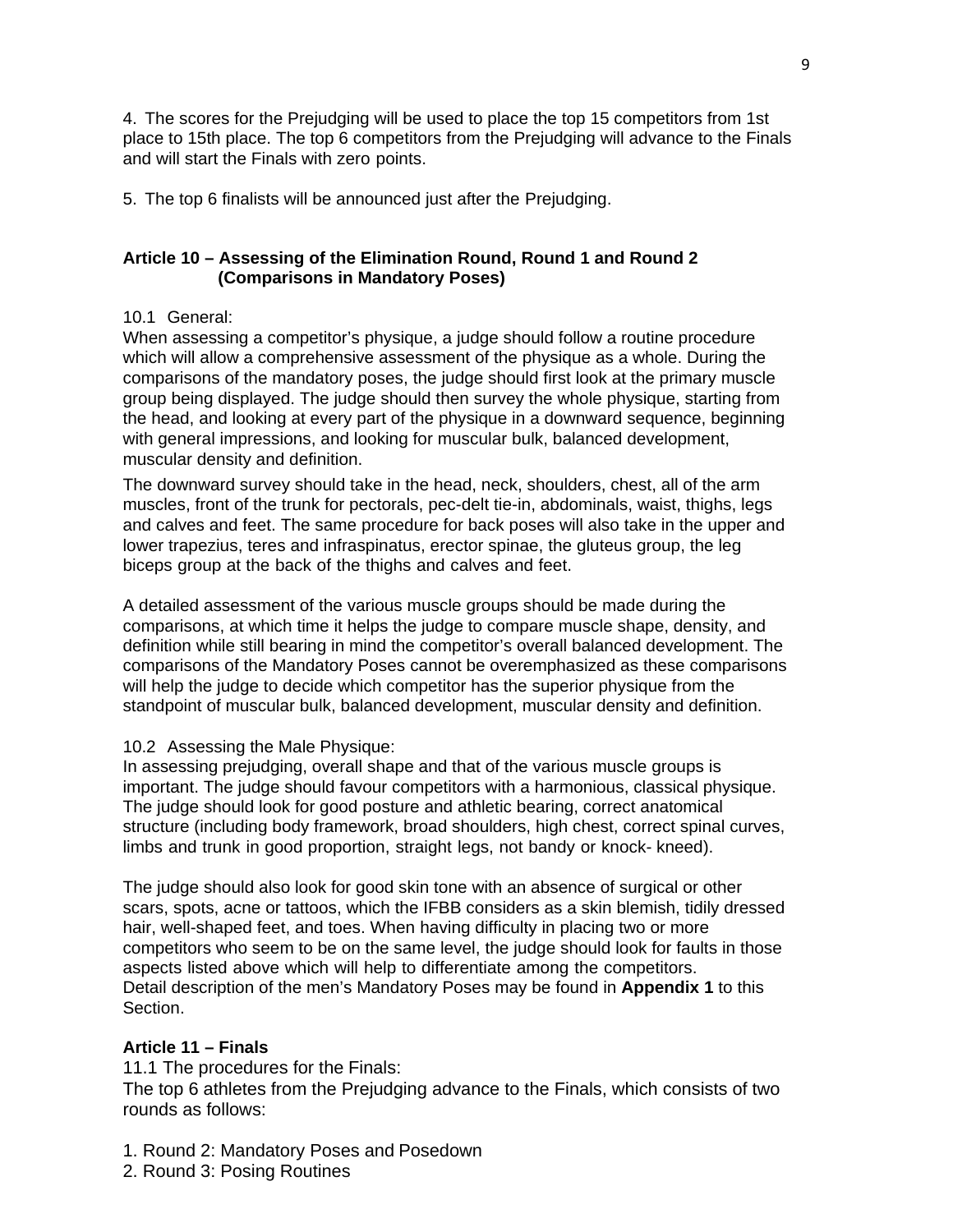4. The scores for the Prejudging will be used to place the top 15 competitors from 1st place to 15th place. The top 6 competitors from the Prejudging will advance to the Finals and will start the Finals with zero points.

5. The top 6 finalists will be announced just after the Prejudging.

## Article 10 – Assessing of the Elimination Round, Round 1 and Round 2 (Comparisons in Mandatory Poses)

10.1 General:
When assessing a competitor's physique, a judge should follow a routine procedure which will allow a comprehensive assessment of the physique as a whole. During the comparisons of the mandatory poses, the judge should first look at the primary muscle group being displayed. The judge should then survey the whole physique, starting from the head, and looking at every part of the physique in a downward sequence, beginning with general impressions, and looking for muscular bulk, balanced development, muscular density and definition.

The downward survey should take in the head, neck, shoulders, chest, all of the arm muscles, front of the trunk for pectorals, pec-delt tie-in, abdominals, waist, thighs, legs and calves and feet. The same procedure for back poses will also take in the upper and lower trapezius, teres and infraspinatus, erector spinae, the gluteus group, the leg biceps group at the back of the thighs and calves and feet.

A detailed assessment of the various muscle groups should be made during the comparisons, at which time it helps the judge to compare muscle shape, density, and definition while still bearing in mind the competitor's overall balanced development. The comparisons of the Mandatory Poses cannot be overemphasized as these comparisons will help the judge to decide which competitor has the superior physique from the standpoint of muscular bulk, balanced development, muscular density and definition.

10.2 Assessing the Male Physique:
In assessing prejudging, overall shape and that of the various muscle groups is important. The judge should favour competitors with a harmonious, classical physique. The judge should look for good posture and athletic bearing, correct anatomical structure (including body framework, broad shoulders, high chest, correct spinal curves, limbs and trunk in good proportion, straight legs, not bandy or knock- kneed).

The judge should also look for good skin tone with an absence of surgical or other scars, spots, acne or tattoos, which the IFBB considers as a skin blemish, tidily dressed hair, well-shaped feet, and toes. When having difficulty in placing two or more competitors who seem to be on the same level, the judge should look for faults in those aspects listed above which will help to differentiate among the competitors.
Detail description of the men's Mandatory Poses may be found in **Appendix 1** to this Section.

## Article 11 – Finals

11.1 The procedures for the Finals:
The top 6 athletes from the Prejudging advance to the Finals, which consists of two rounds as follows:

1. Round 2: Mandatory Poses and Posedown
2. Round 3: Posing Routines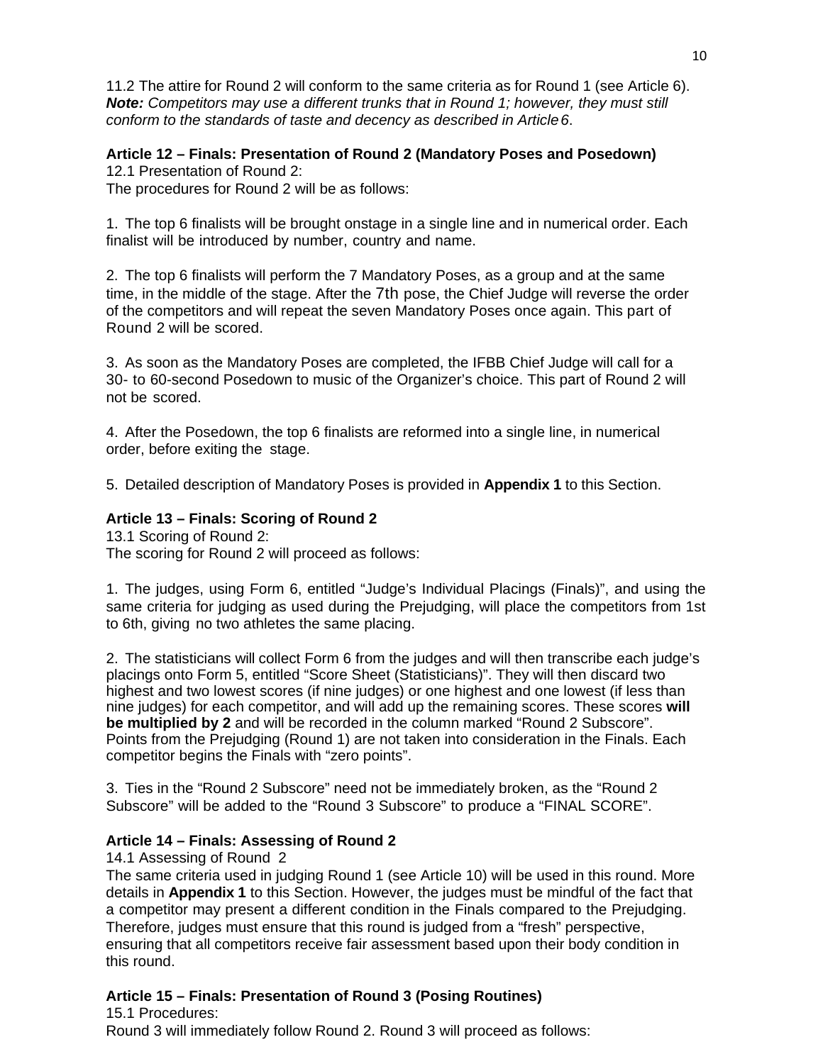11.2 The attire for Round 2 will conform to the same criteria as for Round 1 (see Article 6). ***Note:*** *Competitors may use a different trunks that in Round 1; however, they must still conform to the standards of taste and decency as described in Article 6*.

**Article 12 – Finals: Presentation of Round 2 (Mandatory Poses and Posedown)**

12.1 Presentation of Round 2:
The procedures for Round 2 will be as follows:

1. The top 6 finalists will be brought onstage in a single line and in numerical order. Each finalist will be introduced by number, country and name.

2. The top 6 finalists will perform the 7 Mandatory Poses, as a group and at the same time, in the middle of the stage. After the 7th pose, the Chief Judge will reverse the order of the competitors and will repeat the seven Mandatory Poses once again. This part of Round 2 will be scored.

3. As soon as the Mandatory Poses are completed, the IFBB Chief Judge will call for a 30- to 60-second Posedown to music of the Organizer's choice. This part of Round 2 will not be scored.

4. After the Posedown, the top 6 finalists are reformed into a single line, in numerical order, before exiting the stage.

5. Detailed description of Mandatory Poses is provided in **Appendix 1** to this Section.

**Article 13 – Finals: Scoring of Round 2**

13.1 Scoring of Round 2:
The scoring for Round 2 will proceed as follows:

1. The judges, using Form 6, entitled "Judge's Individual Placings (Finals)", and using the same criteria for judging as used during the Prejudging, will place the competitors from 1st to 6th, giving no two athletes the same placing.

2. The statisticians will collect Form 6 from the judges and will then transcribe each judge's placings onto Form 5, entitled "Score Sheet (Statisticians)". They will then discard two highest and two lowest scores (if nine judges) or one highest and one lowest (if less than nine judges) for each competitor, and will add up the remaining scores. These scores **will be multiplied by 2** and will be recorded in the column marked "Round 2 Subscore". Points from the Prejudging (Round 1) are not taken into consideration in the Finals. Each competitor begins the Finals with "zero points".

3. Ties in the "Round 2 Subscore" need not be immediately broken, as the "Round 2 Subscore" will be added to the "Round 3 Subscore" to produce a "FINAL SCORE".

**Article 14 – Finals: Assessing of Round 2**

14.1 Assessing of Round 2
The same criteria used in judging Round 1 (see Article 10) will be used in this round. More details in **Appendix 1** to this Section. However, the judges must be mindful of the fact that a competitor may present a different condition in the Finals compared to the Prejudging. Therefore, judges must ensure that this round is judged from a "fresh" perspective, ensuring that all competitors receive fair assessment based upon their body condition in this round.

**Article 15 – Finals: Presentation of Round 3 (Posing Routines)**

15.1 Procedures:
Round 3 will immediately follow Round 2. Round 3 will proceed as follows: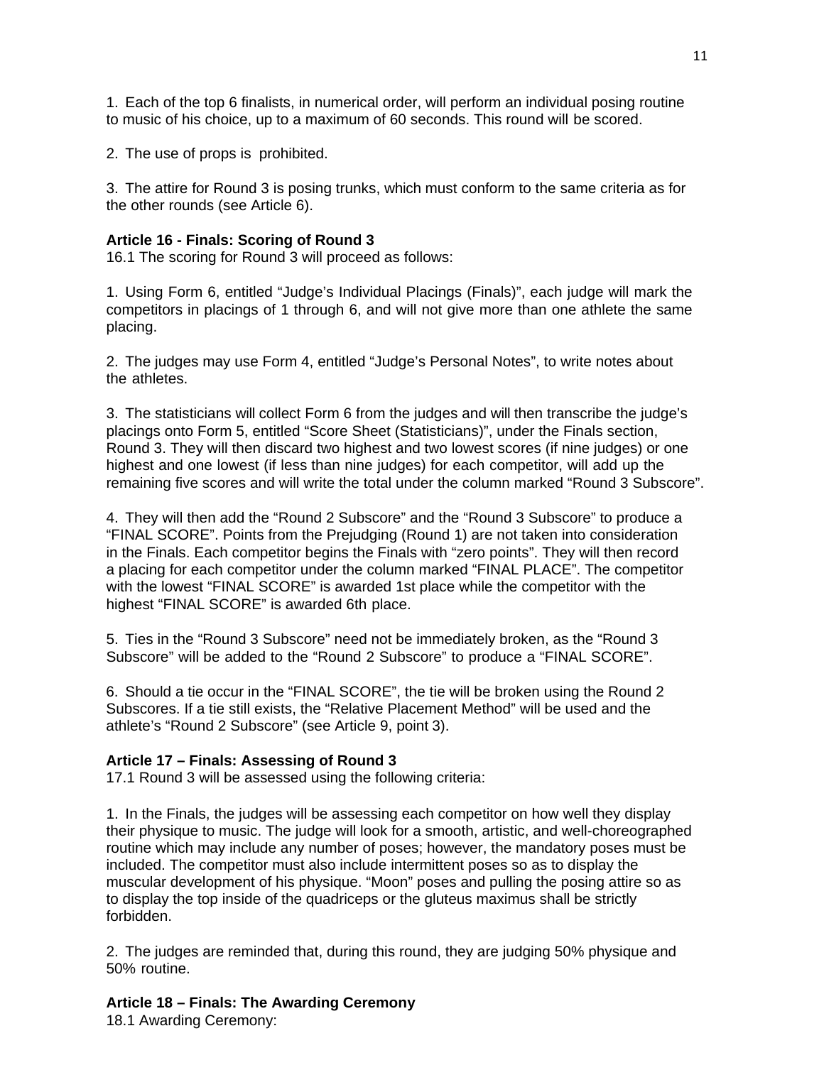1. Each of the top 6 finalists, in numerical order, will perform an individual posing routine to music of his choice, up to a maximum of 60 seconds. This round will be scored.

2. The use of props is prohibited.

3. The attire for Round 3 is posing trunks, which must conform to the same criteria as for the other rounds (see Article 6).

**Article 16 - Finals: Scoring of Round 3**

16.1 The scoring for Round 3 will proceed as follows:

1. Using Form 6, entitled "Judge's Individual Placings (Finals)", each judge will mark the competitors in placings of 1 through 6, and will not give more than one athlete the same placing.

2. The judges may use Form 4, entitled "Judge's Personal Notes", to write notes about the athletes.

3. The statisticians will collect Form 6 from the judges and will then transcribe the judge's placings onto Form 5, entitled "Score Sheet (Statisticians)", under the Finals section, Round 3. They will then discard two highest and two lowest scores (if nine judges) or one highest and one lowest (if less than nine judges) for each competitor, will add up the remaining five scores and will write the total under the column marked "Round 3 Subscore".

4. They will then add the "Round 2 Subscore" and the "Round 3 Subscore" to produce a "FINAL SCORE". Points from the Prejudging (Round 1) are not taken into consideration in the Finals. Each competitor begins the Finals with "zero points". They will then record a placing for each competitor under the column marked "FINAL PLACE". The competitor with the lowest "FINAL SCORE" is awarded 1st place while the competitor with the highest "FINAL SCORE" is awarded 6th place.

5. Ties in the "Round 3 Subscore" need not be immediately broken, as the "Round 3 Subscore" will be added to the "Round 2 Subscore" to produce a "FINAL SCORE".

6. Should a tie occur in the "FINAL SCORE", the tie will be broken using the Round 2 Subscores. If a tie still exists, the "Relative Placement Method" will be used and the athlete's "Round 2 Subscore" (see Article 9, point 3).

**Article 17 – Finals: Assessing of Round 3**

17.1 Round 3 will be assessed using the following criteria:

1. In the Finals, the judges will be assessing each competitor on how well they display their physique to music. The judge will look for a smooth, artistic, and well-choreographed routine which may include any number of poses; however, the mandatory poses must be included. The competitor must also include intermittent poses so as to display the muscular development of his physique. "Moon" poses and pulling the posing attire so as to display the top inside of the quadriceps or the gluteus maximus shall be strictly forbidden.

2. The judges are reminded that, during this round, they are judging 50% physique and 50% routine.

**Article 18 – Finals: The Awarding Ceremony**

18.1 Awarding Ceremony: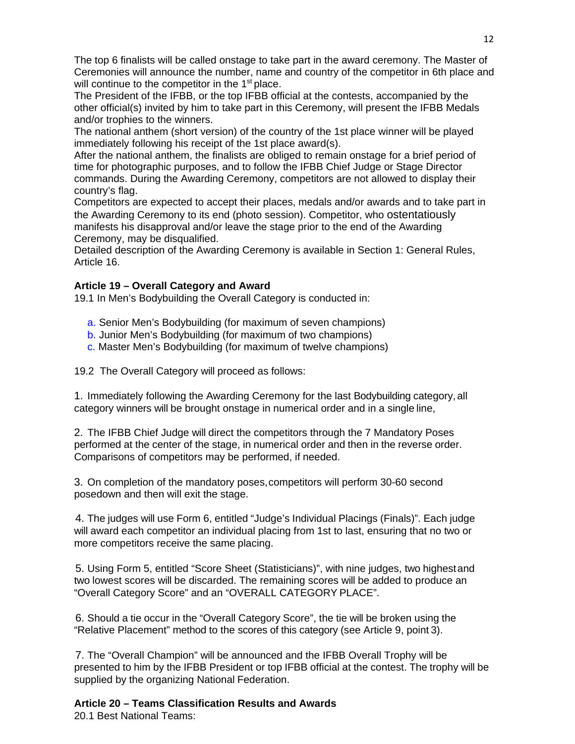The top 6 finalists will be called onstage to take part in the award ceremony. The Master of Ceremonies will announce the number, name and country of the competitor in 6th place and will continue to the competitor in the 1st place.
The President of the IFBB, or the top IFBB official at the contests, accompanied by the other official(s) invited by him to take part in this Ceremony, will present the IFBB Medals and/or trophies to the winners.
The national anthem (short version) of the country of the 1st place winner will be played immediately following his receipt of the 1st place award(s).
After the national anthem, the finalists are obliged to remain onstage for a brief period of time for photographic purposes, and to follow the IFBB Chief Judge or Stage Director commands. During the Awarding Ceremony, competitors are not allowed to display their country's flag.
Competitors are expected to accept their places, medals and/or awards and to take part in the Awarding Ceremony to its end (photo session). Competitor, who ostentatiously manifests his disapproval and/or leave the stage prior to the end of the Awarding Ceremony, may be disqualified.
Detailed description of the Awarding Ceremony is available in Section 1: General Rules, Article 16.

### Article 19 – Overall Category and Award

19.1 In Men's Bodybuilding the Overall Category is conducted in:

a. Senior Men's Bodybuilding (for maximum of seven champions)
b. Junior Men's Bodybuilding (for maximum of two champions)
c. Master Men's Bodybuilding (for maximum of twelve champions)

19.2 The Overall Category will proceed as follows:

1. Immediately following the Awarding Ceremony for the last Bodybuilding category, all category winners will be brought onstage in numerical order and in a single line,

2. The IFBB Chief Judge will direct the competitors through the 7 Mandatory Poses performed at the center of the stage, in numerical order and then in the reverse order. Comparisons of competitors may be performed, if needed.

3. On completion of the mandatory poses, competitors will perform 30-60 second posedown and then will exit the stage.

4. The judges will use Form 6, entitled "Judge's Individual Placings (Finals)". Each judge will award each competitor an individual placing from 1st to last, ensuring that no two or more competitors receive the same placing.

5. Using Form 5, entitled "Score Sheet (Statisticians)", with nine judges, two highest and two lowest scores will be discarded. The remaining scores will be added to produce an "Overall Category Score" and an "OVERALL CATEGORY PLACE".

6. Should a tie occur in the "Overall Category Score", the tie will be broken using the "Relative Placement" method to the scores of this category (see Article 9, point 3).

7. The "Overall Champion" will be announced and the IFBB Overall Trophy will be presented to him by the IFBB President or top IFBB official at the contest. The trophy will be supplied by the organizing National Federation.

### Article 20 – Teams Classification Results and Awards

20.1 Best National Teams: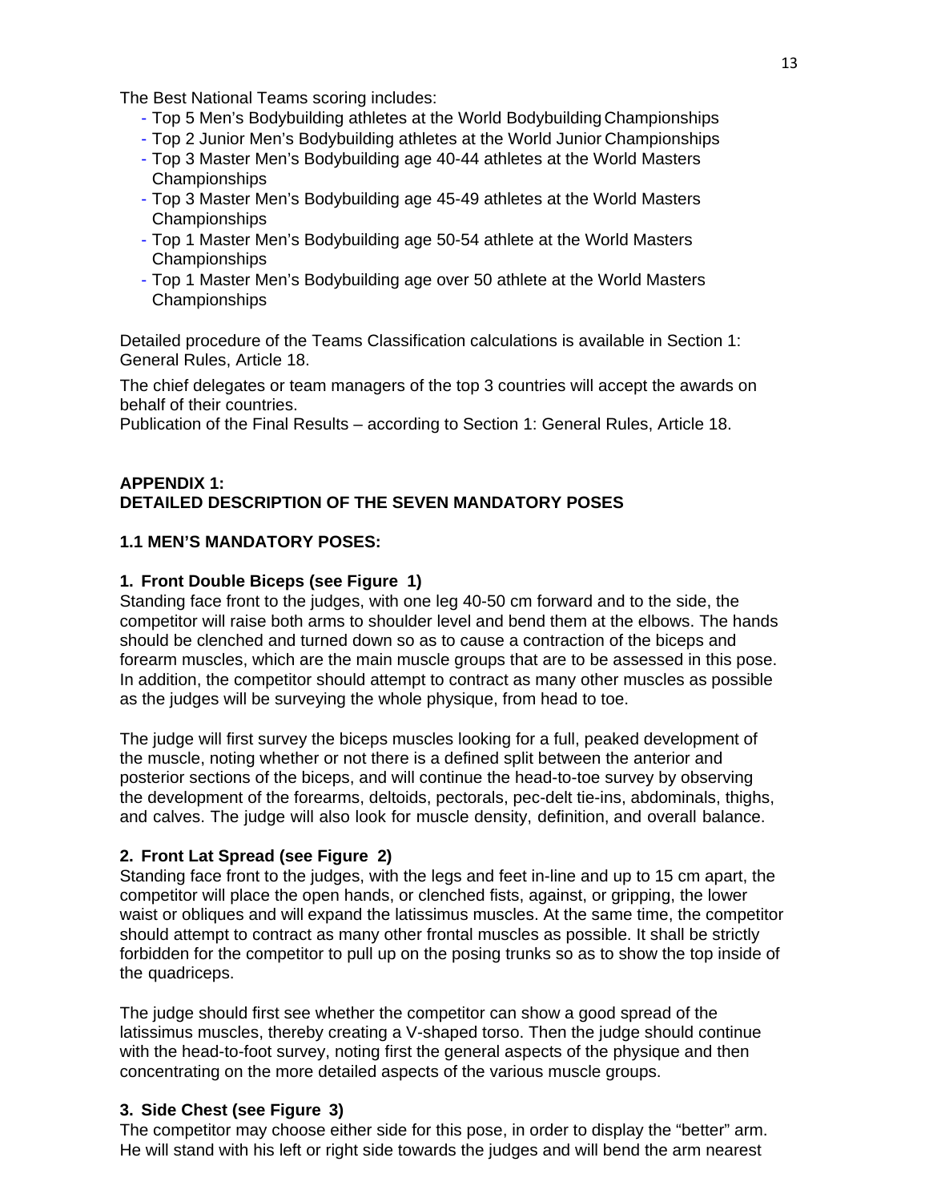The Best National Teams scoring includes:

- Top 5 Men's Bodybuilding athletes at the World Bodybuilding Championships
- Top 2 Junior Men's Bodybuilding athletes at the World Junior Championships
- Top 3 Master Men's Bodybuilding age 40-44 athletes at the World Masters Championships
- Top 3 Master Men's Bodybuilding age 45-49 athletes at the World Masters Championships
- Top 1 Master Men's Bodybuilding age 50-54 athlete at the World Masters Championships
- Top 1 Master Men's Bodybuilding age over 50 athlete at the World Masters Championships

Detailed procedure of the Teams Classification calculations is available in Section 1: General Rules, Article 18.

The chief delegates or team managers of the top 3 countries will accept the awards on behalf of their countries.
Publication of the Final Results – according to Section 1: General Rules, Article 18.

## APPENDIX 1:
## DETAILED DESCRIPTION OF THE SEVEN MANDATORY POSES

### 1.1 MEN'S MANDATORY POSES:

#### 1. Front Double Biceps (see Figure 1)

Standing face front to the judges, with one leg 40-50 cm forward and to the side, the competitor will raise both arms to shoulder level and bend them at the elbows. The hands should be clenched and turned down so as to cause a contraction of the biceps and forearm muscles, which are the main muscle groups that are to be assessed in this pose. In addition, the competitor should attempt to contract as many other muscles as possible as the judges will be surveying the whole physique, from head to toe.

The judge will first survey the biceps muscles looking for a full, peaked development of the muscle, noting whether or not there is a defined split between the anterior and posterior sections of the biceps, and will continue the head-to-toe survey by observing the development of the forearms, deltoids, pectorals, pec-delt tie-ins, abdominals, thighs, and calves. The judge will also look for muscle density, definition, and overall balance.

#### 2. Front Lat Spread (see Figure 2)

Standing face front to the judges, with the legs and feet in-line and up to 15 cm apart, the competitor will place the open hands, or clenched fists, against, or gripping, the lower waist or obliques and will expand the latissimus muscles. At the same time, the competitor should attempt to contract as many other frontal muscles as possible. It shall be strictly forbidden for the competitor to pull up on the posing trunks so as to show the top inside of the quadriceps.

The judge should first see whether the competitor can show a good spread of the latissimus muscles, thereby creating a V-shaped torso. Then the judge should continue with the head-to-foot survey, noting first the general aspects of the physique and then concentrating on the more detailed aspects of the various muscle groups.

#### 3. Side Chest (see Figure 3)

The competitor may choose either side for this pose, in order to display the "better" arm. He will stand with his left or right side towards the judges and will bend the arm nearest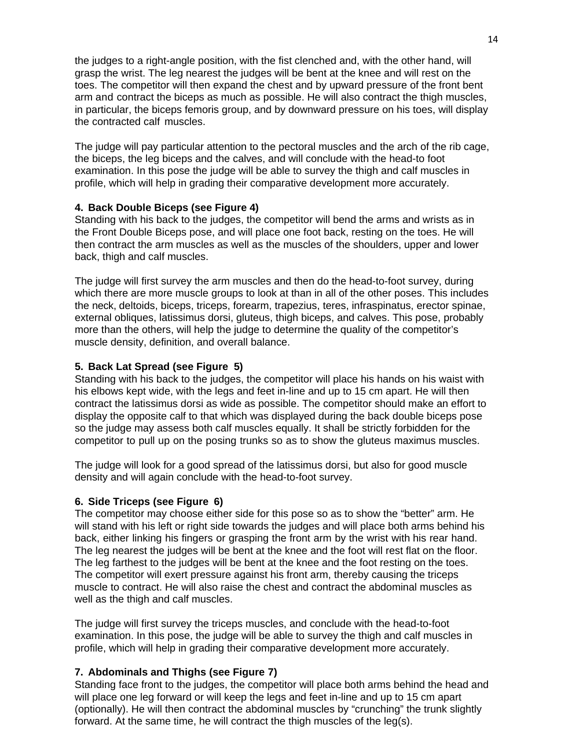the judges to a right-angle position, with the fist clenched and, with the other hand, will grasp the wrist. The leg nearest the judges will be bent at the knee and will rest on the toes. The competitor will then expand the chest and by upward pressure of the front bent arm and contract the biceps as much as possible. He will also contract the thigh muscles, in particular, the biceps femoris group, and by downward pressure on his toes, will display the contracted calf muscles.

The judge will pay particular attention to the pectoral muscles and the arch of the rib cage, the biceps, the leg biceps and the calves, and will conclude with the head-to foot examination. In this pose the judge will be able to survey the thigh and calf muscles in profile, which will help in grading their comparative development more accurately.

**4. Back Double Biceps (see Figure 4)**

Standing with his back to the judges, the competitor will bend the arms and wrists as in the Front Double Biceps pose, and will place one foot back, resting on the toes. He will then contract the arm muscles as well as the muscles of the shoulders, upper and lower back, thigh and calf muscles.

The judge will first survey the arm muscles and then do the head-to-foot survey, during which there are more muscle groups to look at than in all of the other poses. This includes the neck, deltoids, biceps, triceps, forearm, trapezius, teres, infraspinatus, erector spinae, external obliques, latissimus dorsi, gluteus, thigh biceps, and calves. This pose, probably more than the others, will help the judge to determine the quality of the competitor's muscle density, definition, and overall balance.

**5. Back Lat Spread (see Figure 5)**

Standing with his back to the judges, the competitor will place his hands on his waist with his elbows kept wide, with the legs and feet in-line and up to 15 cm apart. He will then contract the latissimus dorsi as wide as possible. The competitor should make an effort to display the opposite calf to that which was displayed during the back double biceps pose so the judge may assess both calf muscles equally. It shall be strictly forbidden for the competitor to pull up on the posing trunks so as to show the gluteus maximus muscles.

The judge will look for a good spread of the latissimus dorsi, but also for good muscle density and will again conclude with the head-to-foot survey.

**6. Side Triceps (see Figure 6)**

The competitor may choose either side for this pose so as to show the "better" arm. He will stand with his left or right side towards the judges and will place both arms behind his back, either linking his fingers or grasping the front arm by the wrist with his rear hand. The leg nearest the judges will be bent at the knee and the foot will rest flat on the floor. The leg farthest to the judges will be bent at the knee and the foot resting on the toes. The competitor will exert pressure against his front arm, thereby causing the triceps muscle to contract. He will also raise the chest and contract the abdominal muscles as well as the thigh and calf muscles.

The judge will first survey the triceps muscles, and conclude with the head-to-foot examination. In this pose, the judge will be able to survey the thigh and calf muscles in profile, which will help in grading their comparative development more accurately.

**7. Abdominals and Thighs (see Figure 7)**

Standing face front to the judges, the competitor will place both arms behind the head and will place one leg forward or will keep the legs and feet in-line and up to 15 cm apart (optionally). He will then contract the abdominal muscles by "crunching" the trunk slightly forward. At the same time, he will contract the thigh muscles of the leg(s).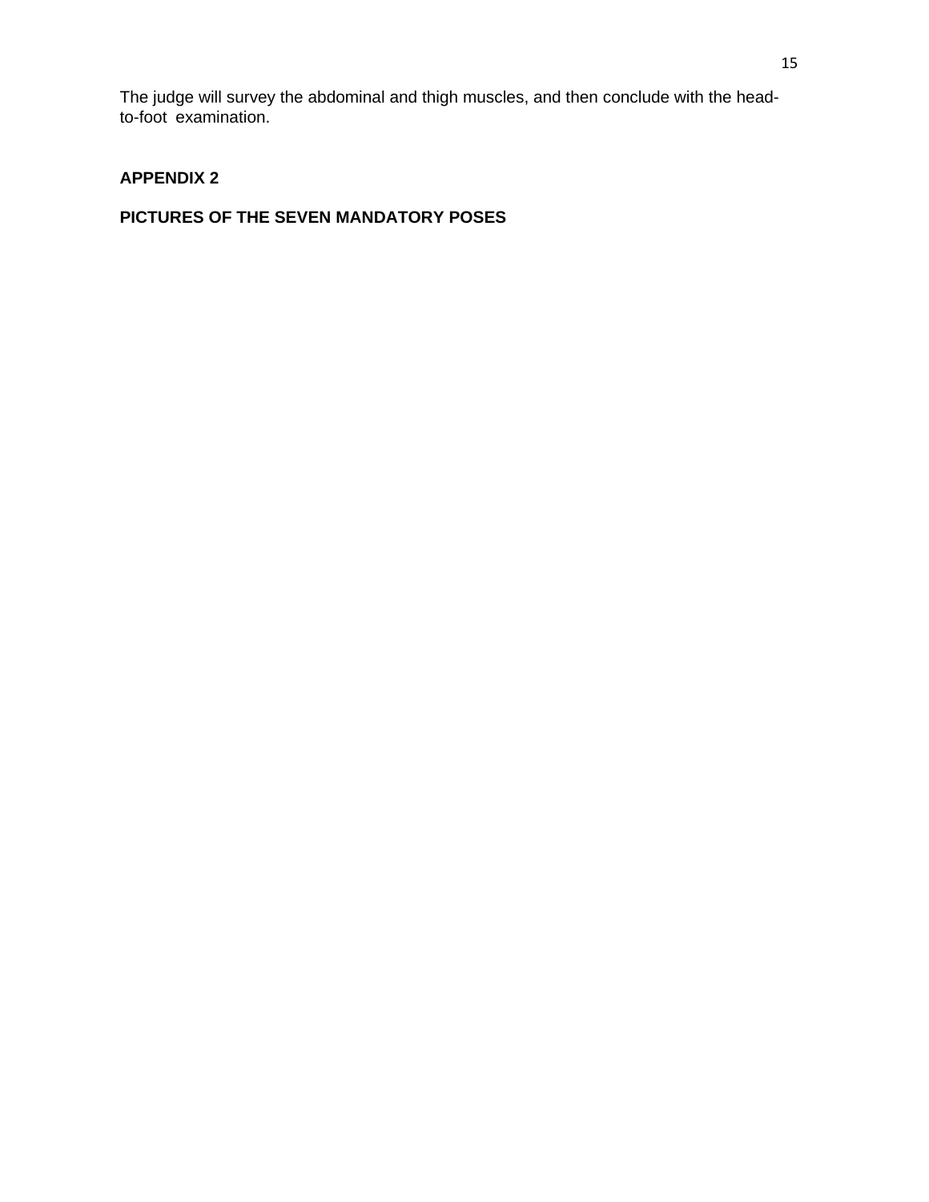The judge will survey the abdominal and thigh muscles, and then conclude with the head-to-foot examination.

## APPENDIX 2

## PICTURES OF THE SEVEN MANDATORY POSES